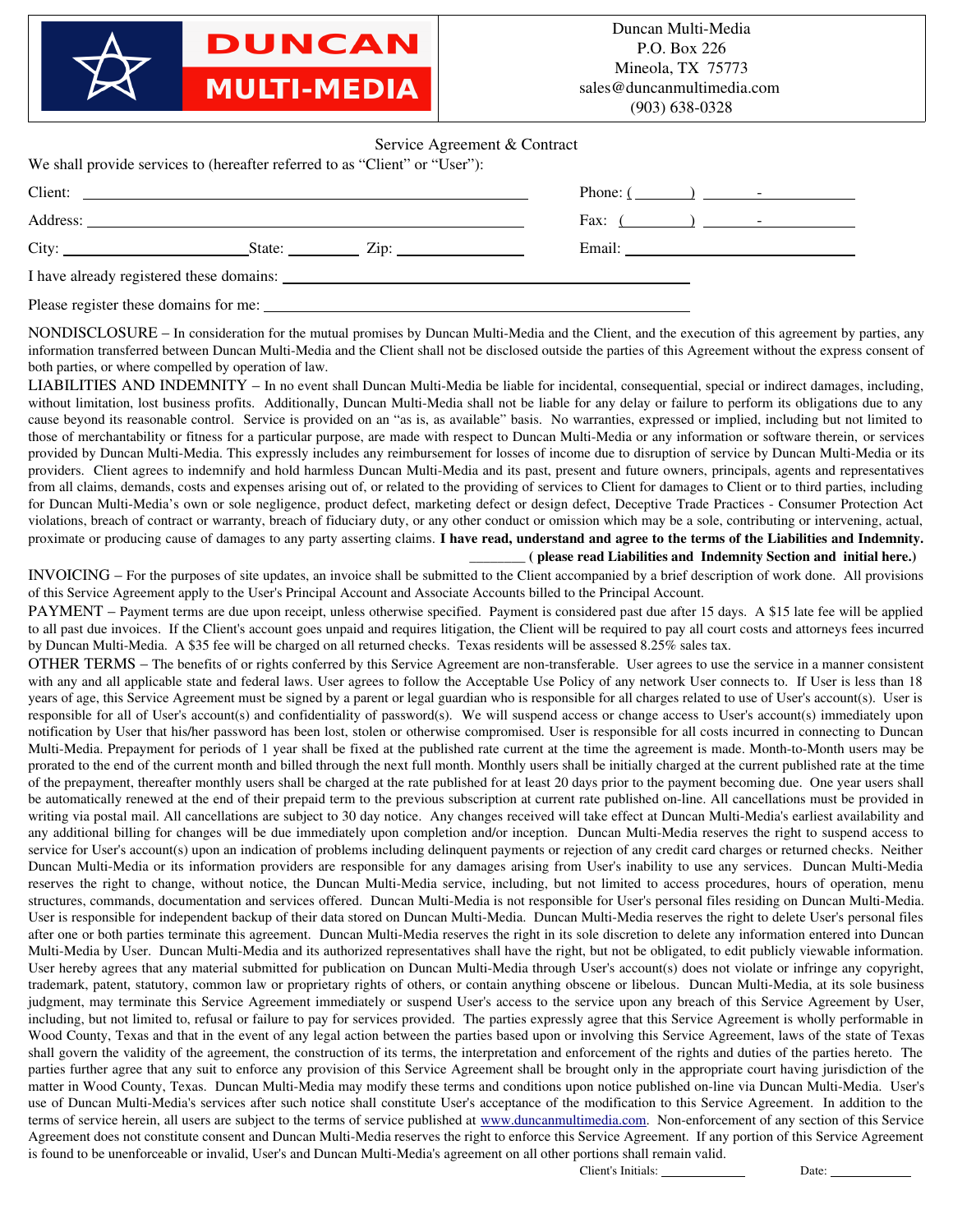DUNCAN MULTI-MEDIA

Duncan Multi-Media
P.O. Box 226
Mineola, TX 75773
sales@duncanmultimedia.com
(903) 638-0328

## Service Agreement & Contract

We shall provide services to (hereafter referred to as "Client" or "User"):

Client: ______________________________ Phone: ( ) -

Address: ______________________________ Fax: ( ) -

City: ____________ State: ________ Zip: ____________ Email: ______________________

I have already registered these domains: ______________________________

Please register these domains for me: ______________________________

NONDISCLOSURE – In consideration for the mutual promises by Duncan Multi-Media and the Client, and the execution of this agreement by parties, any information transferred between Duncan Multi-Media and the Client shall not be disclosed outside the parties of this Agreement without the express consent of both parties, or where compelled by operation of law.

LIABILITIES AND INDEMNITY – In no event shall Duncan Multi-Media be liable for incidental, consequential, special or indirect damages, including, without limitation, lost business profits. Additionally, Duncan Multi-Media shall not be liable for any delay or failure to perform its obligations due to any cause beyond its reasonable control. Service is provided on an "as is, as available" basis. No warranties, expressed or implied, including but not limited to those of merchantability or fitness for a particular purpose, are made with respect to Duncan Multi-Media or any information or software therein, or services provided by Duncan Multi-Media. This expressly includes any reimbursement for losses of income due to disruption of service by Duncan Multi-Media or its providers. Client agrees to indemnify and hold harmless Duncan Multi-Media and its past, present and future owners, principals, agents and representatives from all claims, demands, costs and expenses arising out of, or related to the providing of services to Client for damages to Client or to third parties, including for Duncan Multi-Media's own or sole negligence, product defect, marketing defect or design defect, Deceptive Trade Practices - Consumer Protection Act violations, breach of contract or warranty, breach of fiduciary duty, or any other conduct or omission which may be a sole, contributing or intervening, actual, proximate or producing cause of damages to any party asserting claims. **I have read, understand and agree to the terms of the Liabilities and Indemnity.**

**________ ( please read Liabilities and Indemnity Section and initial here.)**

INVOICING – For the purposes of site updates, an invoice shall be submitted to the Client accompanied by a brief description of work done. All provisions of this Service Agreement apply to the User's Principal Account and Associate Accounts billed to the Principal Account.

PAYMENT – Payment terms are due upon receipt, unless otherwise specified. Payment is considered past due after 15 days. A $15 late fee will be applied to all past due invoices. If the Client's account goes unpaid and requires litigation, the Client will be required to pay all court costs and attorneys fees incurred by Duncan Multi-Media. A $35 fee will be charged on all returned checks. Texas residents will be assessed 8.25% sales tax.

OTHER TERMS – The benefits of or rights conferred by this Service Agreement are non-transferable. User agrees to use the service in a manner consistent with any and all applicable state and federal laws. User agrees to follow the Acceptable Use Policy of any network User connects to. If User is less than 18 years of age, this Service Agreement must be signed by a parent or legal guardian who is responsible for all charges related to use of User's account(s). User is responsible for all of User's account(s) and confidentiality of password(s). We will suspend access or change access to User's account(s) immediately upon notification by User that his/her password has been lost, stolen or otherwise compromised. User is responsible for all costs incurred in connecting to Duncan Multi-Media. Prepayment for periods of 1 year shall be fixed at the published rate current at the time the agreement is made. Month-to-Month users may be prorated to the end of the current month and billed through the next full month. Monthly users shall be initially charged at the current published rate at the time of the prepayment, thereafter monthly users shall be charged at the rate published for at least 20 days prior to the payment becoming due. One year users shall be automatically renewed at the end of their prepaid term to the previous subscription at current rate published on-line. All cancellations must be provided in writing via postal mail. All cancellations are subject to 30 day notice. Any changes received will take effect at Duncan Multi-Media's earliest availability and any additional billing for changes will be due immediately upon completion and/or inception. Duncan Multi-Media reserves the right to suspend access to service for User's account(s) upon an indication of problems including delinquent payments or rejection of any credit card charges or returned checks. Neither Duncan Multi-Media or its information providers are responsible for any damages arising from User's inability to use any services. Duncan Multi-Media reserves the right to change, without notice, the Duncan Multi-Media service, including, but not limited to access procedures, hours of operation, menu structures, commands, documentation and services offered. Duncan Multi-Media is not responsible for User's personal files residing on Duncan Multi-Media. User is responsible for independent backup of their data stored on Duncan Multi-Media. Duncan Multi-Media reserves the right to delete User's personal files after one or both parties terminate this agreement. Duncan Multi-Media reserves the right in its sole discretion to delete any information entered into Duncan Multi-Media by User. Duncan Multi-Media and its authorized representatives shall have the right, but not be obligated, to edit publicly viewable information. User hereby agrees that any material submitted for publication on Duncan Multi-Media through User's account(s) does not violate or infringe any copyright, trademark, patent, statutory, common law or proprietary rights of others, or contain anything obscene or libelous. Duncan Multi-Media, at its sole business judgment, may terminate this Service Agreement immediately or suspend User's access to the service upon any breach of this Service Agreement by User, including, but not limited to, refusal or failure to pay for services provided. The parties expressly agree that this Service Agreement is wholly performable in Wood County, Texas and that in the event of any legal action between the parties based upon or involving this Service Agreement, laws of the state of Texas shall govern the validity of the agreement, the construction of its terms, the interpretation and enforcement of the rights and duties of the parties hereto. The parties further agree that any suit to enforce any provision of this Service Agreement shall be brought only in the appropriate court having jurisdiction of the matter in Wood County, Texas. Duncan Multi-Media may modify these terms and conditions upon notice published on-line via Duncan Multi-Media. User's use of Duncan Multi-Media's services after such notice shall constitute User's acceptance of the modification to this Service Agreement. In addition to the terms of service herein, all users are subject to the terms of service published at www.duncanmultimedia.com. Non-enforcement of any section of this Service Agreement does not constitute consent and Duncan Multi-Media reserves the right to enforce this Service Agreement. If any portion of this Service Agreement is found to be unenforceable or invalid, User's and Duncan Multi-Media's agreement on all other portions shall remain valid.

Client's Initials: ____________ Date: ____________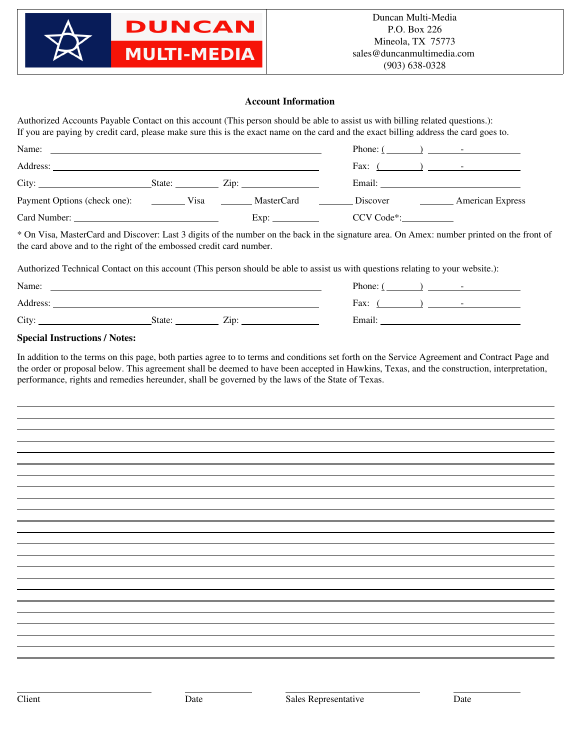DUNCAN MULTI-MEDIA

Duncan Multi-Media
P.O. Box 226
Mineola, TX 75773
sales@duncanmultimedia.com
(903) 638-0328

### Account Information

Authorized Accounts Payable Contact on this account (This person should be able to assist us with billing related questions.):
If you are paying by credit card, please make sure this is the exact name on the card and the exact billing address the card goes to.

Name: ______________________________ Phone: (______) ______-________

Address: ______________________________ Fax: (______) ______-________

City: ______________ State: ________ Zip: __________ Email: ______________________

Payment Options (check one): ______ Visa ______ MasterCard ______ Discover ______ American Express

Card Number: ______________________ Exp: ________ CCV Code*: ________

* On Visa, MasterCard and Discover: Last 3 digits of the number on the back in the signature area. On Amex: number printed on the front of the card above and to the right of the embossed credit card number.

Authorized Technical Contact on this account (This person should be able to assist us with questions relating to your website.):

Name: ______________________________ Phone: (______) ______-________

Address: ______________________________ Fax: (______) ______-________

City: ______________ State: ________ Zip: __________ Email: ______________________

**Special Instructions / Notes:**

In addition to the terms on this page, both parties agree to to terms and conditions set forth on the Service Agreement and Contract Page and the order or proposal below. This agreement shall be deemed to have been accepted in Hawkins, Texas, and the construction, interpretation, performance, rights and remedies hereunder, shall be governed by the laws of the State of Texas.

______________________ Client

__________ Date

______________________ Sales Representative

__________ Date